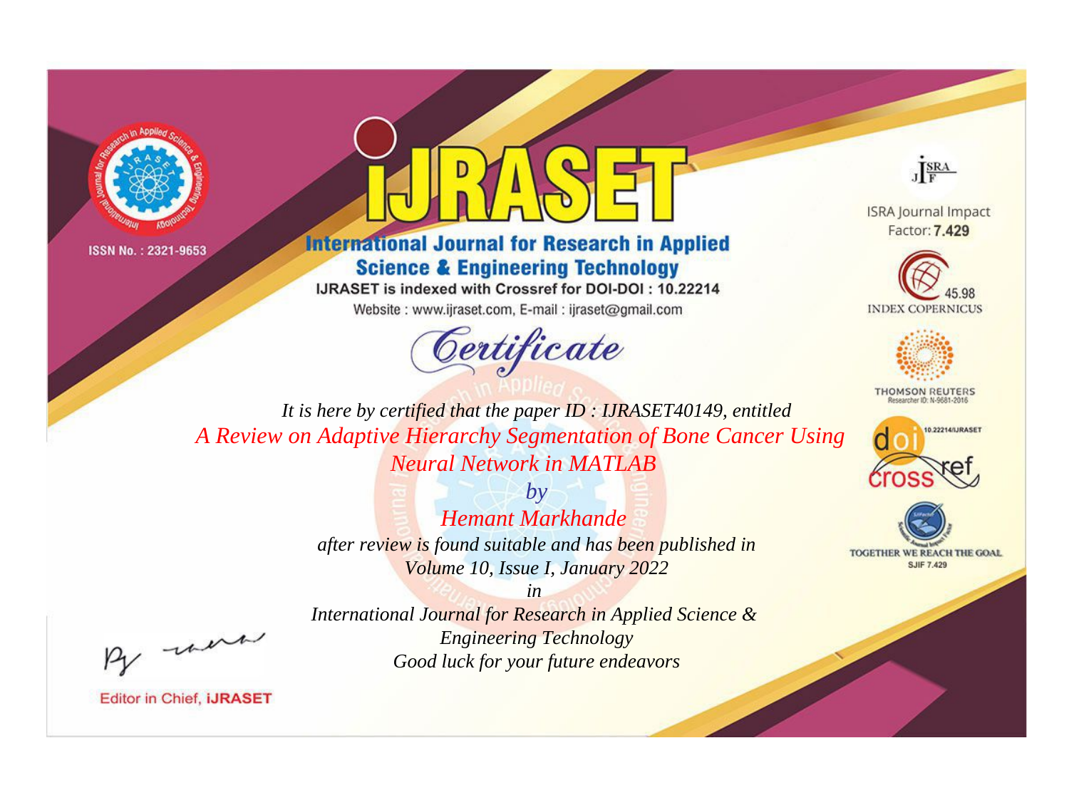ISSN No. : 2321-9653

# IJRASET

## International Journal for Research in Applied Science & Engineering Technology

IJRASET is indexed with Crossref for DOI-DOI : 10.22214

Website : www.ijraset.com, E-mail : ijraset@gmail.com

*Certificate*

ISRA Journal Impact Factor: **7.429**

45.98 INDEX COPERNICUS

THOMSON REUTERS Researcher ID: N-9681-2016

10.22214/IJRASET

TOGETHER WE REACH THE GOAL SJIF 7.429

*It is here by certified that the paper ID : IJRASET40149, entitled*

*A Review on Adaptive Hierarchy Segmentation of Bone Cancer Using Neural Network in MATLAB*

*by*

*Hemant Markhande*

*after review is found suitable and has been published in*

*Volume 10, Issue I, January 2022*

*in*

*International Journal for Research in Applied Science & Engineering Technology*

*Good luck for your future endeavors*

Editor in Chief, **iJRASET**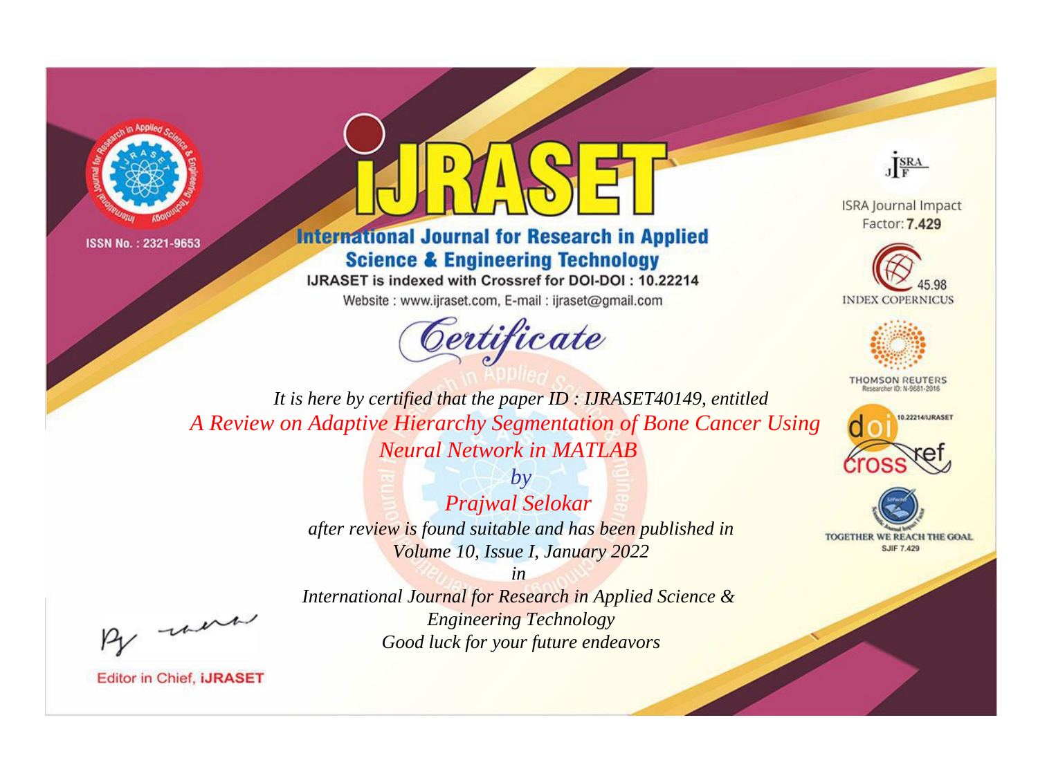ISSN No. : 2321-9653

# IJRASET

## International Journal for Research in Applied Science & Engineering Technology

IJRASET is indexed with Crossref for DOI-DOI : 10.22214

Website : www.ijraset.com, E-mail : ijraset@gmail.com

*Certificate*

ISRA Journal Impact Factor: **7.429**

45.98 INDEX COPERNICUS

THOMSON REUTERS Researcher ID: N-9681-2016

10.22214/IJRASET

TOGETHER WE REACH THE GOAL SJIF 7.429

*It is here by certified that the paper ID : IJRASET40149, entitled*

*A Review on Adaptive Hierarchy Segmentation of Bone Cancer Using Neural Network in MATLAB*

*by*

*Prajwal Selokar*

*after review is found suitable and has been published in*

*Volume 10, Issue I, January 2022*

*in*

*International Journal for Research in Applied Science & Engineering Technology*

*Good luck for your future endeavors*

Editor in Chief, iJRASET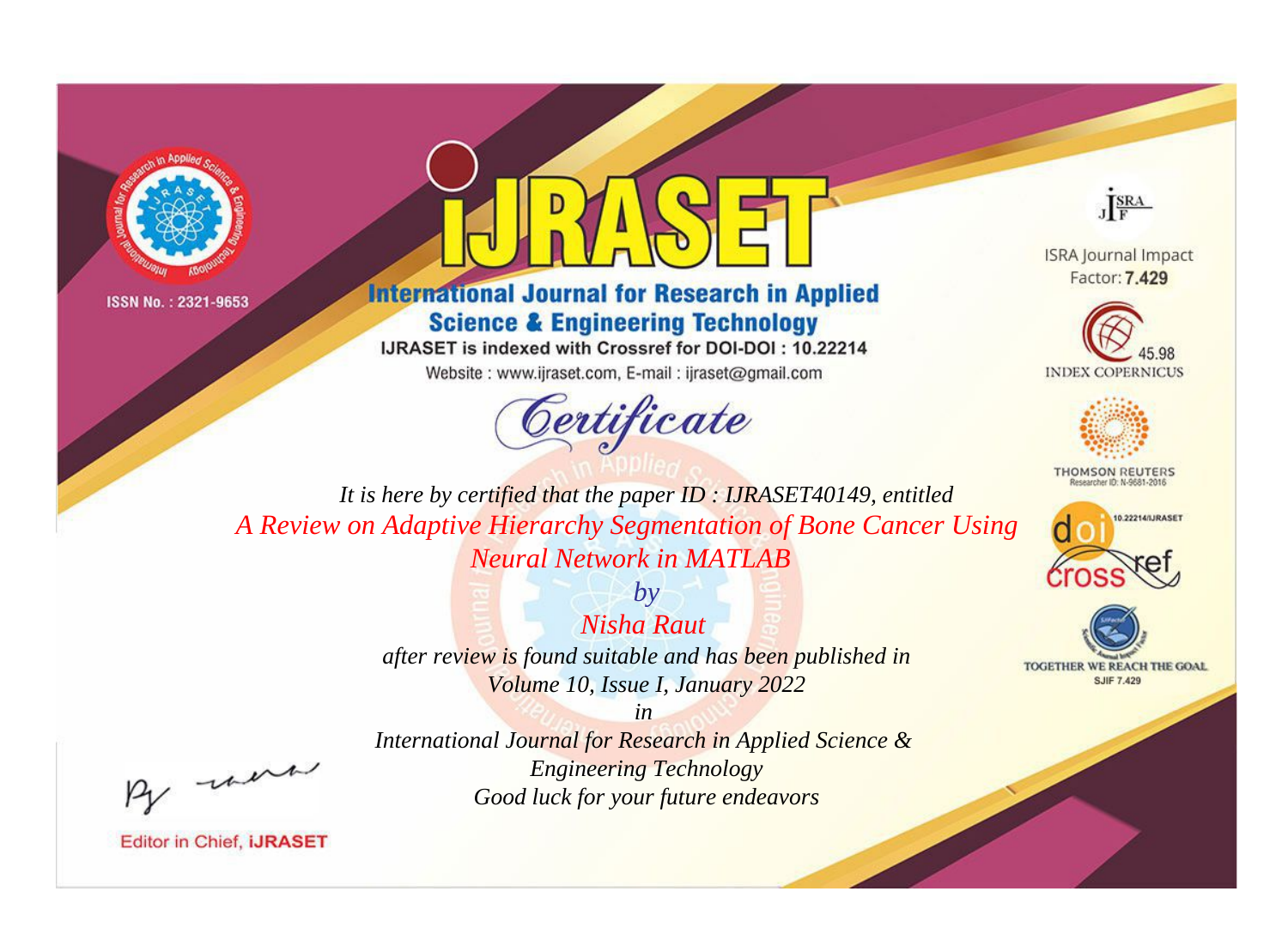ISSN No. : 2321-9653

# iJRASET

## International Journal for Research in Applied Science & Engineering Technology

IJRASET is indexed with Crossref for DOI-DOI : 10.22214

Website : www.ijraset.com, E-mail : ijraset@gmail.com

*Certificate*

*It is here by certified that the paper ID : IJRASET40149, entitled*

*A Review on Adaptive Hierarchy Segmentation of Bone Cancer Using Neural Network in MATLAB*

*by*

*Nisha Raut*

*after review is found suitable and has been published in*

*Volume 10, Issue I, January 2022*

*in*

*International Journal for Research in Applied Science & Engineering Technology*

*Good luck for your future endeavors*

Editor in Chief, iJRASET

ISRA Journal Impact Factor: **7.429**

45.98 INDEX COPERNICUS

THOMSON REUTERS Researcher ID: N-9681-2016

10.22214/IJRASET

TOGETHER WE REACH THE GOAL SJIF 7.429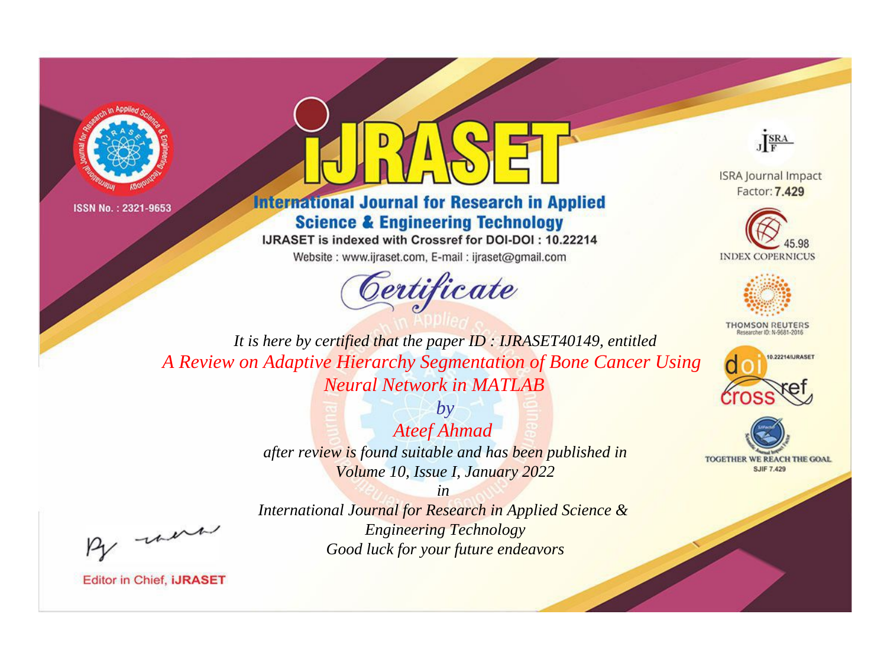ISSN No. : 2321-9653

# IJRASET

## International Journal for Research in Applied Science & Engineering Technology

IJRASET is indexed with Crossref for DOI-DOI : 10.22214

Website : www.ijraset.com, E-mail : ijraset@gmail.com

ISRA Journal Impact Factor: **7.429**

45.98 INDEX COPERNICUS

THOMSON REUTERS Researcher ID: N-9681-2016

10.22214/IJRASET

TOGETHER WE REACH THE GOAL SJIF 7.429

# *Certificate*

*It is here by certified that the paper ID : IJRASET40149, entitled*

*A Review on Adaptive Hierarchy Segmentation of Bone Cancer Using Neural Network in MATLAB*

*by*

*Ateef Ahmad*

*after review is found suitable and has been published in*

*Volume 10, Issue I, January 2022*

*in*

*International Journal for Research in Applied Science & Engineering Technology*

*Good luck for your future endeavors*

Editor in Chief, **iJRASET**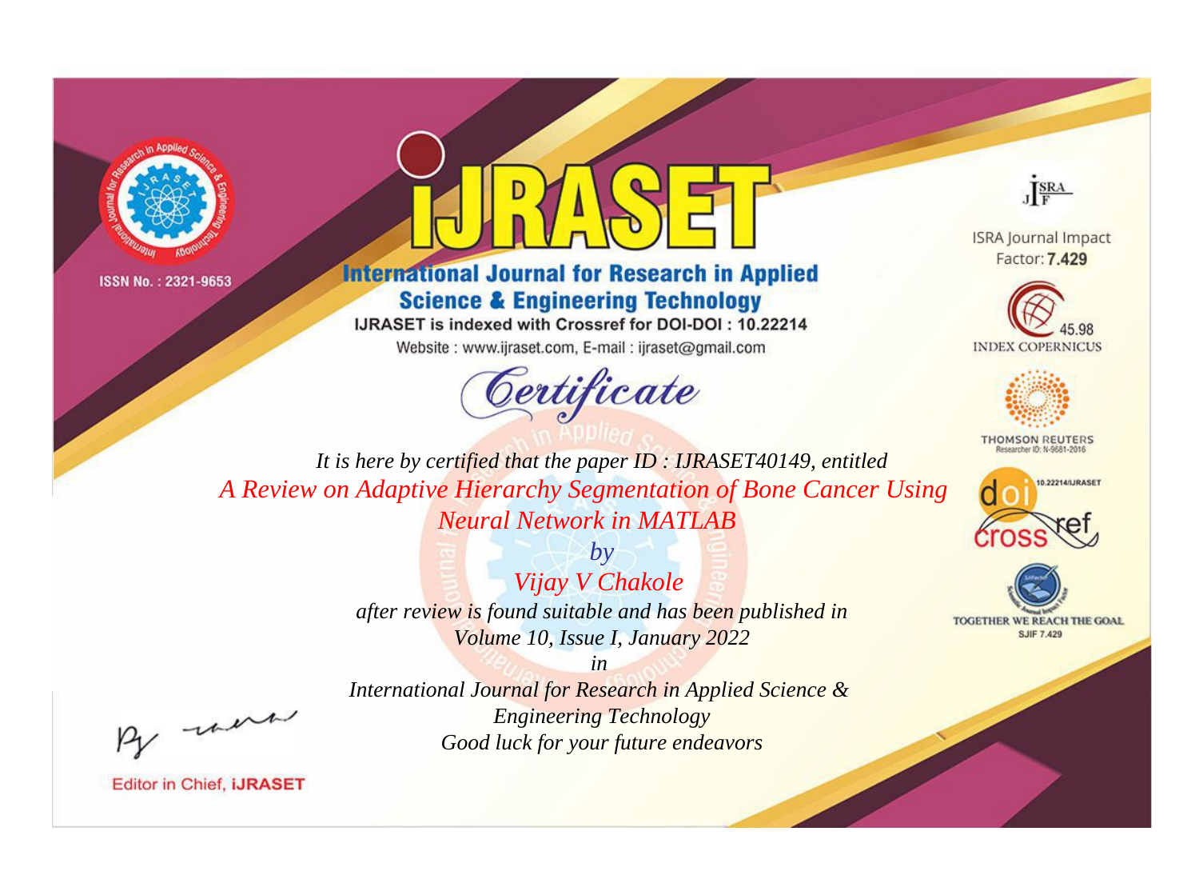ISSN No. : 2321-9653

# iJRASET

## International Journal for Research in Applied Science & Engineering Technology

IJRASET is indexed with Crossref for DOI-DOI : 10.22214

Website : www.ijraset.com, E-mail : ijraset@gmail.com

*Certificate*

ISRA Journal Impact Factor: **7.429**

45.98 INDEX COPERNICUS

THOMSON REUTERS Researcher ID: N-9681-2016

10.22214/IJRASET

TOGETHER WE REACH THE GOAL SJIF 7.429

*It is here by certified that the paper ID : IJRASET40149, entitled*

*A Review on Adaptive Hierarchy Segmentation of Bone Cancer Using Neural Network in MATLAB*

*by*

*Vijay V Chakole*

*after review is found suitable and has been published in Volume 10, Issue I, January 2022*

*in*

*International Journal for Research in Applied Science & Engineering Technology*

*Good luck for your future endeavors*

Editor in Chief, **iJRASET**